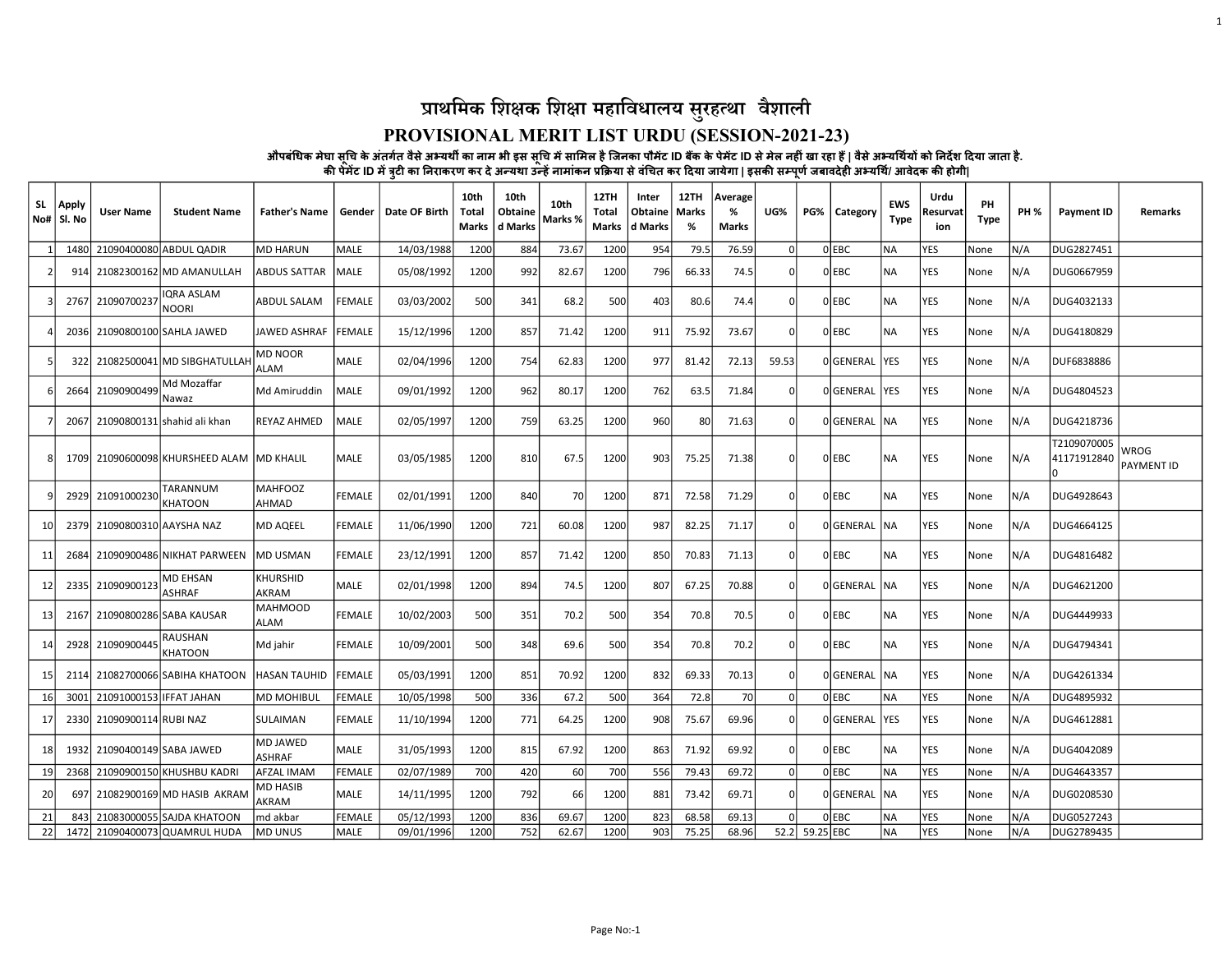# प्राथमिक शिक्षक शिक्षा महाविधालय सुरहत्था वैशाली

## PROVISIONAL MERIT LIST URDU (SESSION-2021-23)

**औपबंधिक मेघा सूचि के अंतर्गत वैसे अभ्यर्थी का नाम भी इस सूचि में सामिल है जिनका पौमेंट ID बैंक के पेमेंट ID से मेल नहीं खा रहा हैं | वैसे अभ्यर्थियों को निर्देश दिया जाता है. की पेमेंट ID में त्रुटी का निराकरण कर दे अन्यथा उन्हें नामांकन प्रक्रिया से वंचित कर दिया जायेगा | इसकी सम्पूर्ण जबावदेही अभ्यर्थि/ आवेदक की होगी|**

| SL No# | Apply Sl. No | User Name | Student Name | Father's Name | Gender | Date OF Birth | 10th Total Marks | 10th Obtained Marks | 10th Marks % | 12TH Total Marks | Inter Obtained Marks | 12TH Marks % | Average % Marks | UG% | PG% | Category | EWS Type | Urdu Resurvation | PH Type | PH % | Payment ID | Remarks |
|---|---|---|---|---|---|---|---|---|---|---|---|---|---|---|---|---|---|---|---|---|---|---|
| 1 | 1480 | 21090400080 | ABDUL QADIR | MD HARUN | MALE | 14/03/1988 | 1200 | 884 | 73.67 | 1200 | 954 | 79.5 | 76.59 | 0 | 0 | EBC | NA | YES | None | N/A | DUG2827451 | |
| 2 | 914 | 21082300162 | MD AMANULLAH | ABDUS SATTAR | MALE | 05/08/1992 | 1200 | 992 | 82.67 | 1200 | 796 | 66.33 | 74.5 | 0 | 0 | EBC | NA | YES | None | N/A | DUG0667959 | |
| 3 | 2767 | 21090700237 | IQRA ASLAM NOORI | ABDUL SALAM | FEMALE | 03/03/2002 | 500 | 341 | 68.2 | 500 | 403 | 80.6 | 74.4 | 0 | 0 | EBC | NA | YES | None | N/A | DUG4032133 | |
| 4 | 2036 | 21090800100 | SAHLA JAWED | JAWED ASHRAF | FEMALE | 15/12/1996 | 1200 | 857 | 71.42 | 1200 | 911 | 75.92 | 73.67 | 0 | 0 | EBC | NA | YES | None | N/A | DUG4180829 | |
| 5 | 322 | 21082500041 | MD SIBGHATULLAH | MD NOOR ALAM | MALE | 02/04/1996 | 1200 | 754 | 62.83 | 1200 | 977 | 81.42 | 72.13 | 59.53 | 0 | GENERAL | YES | YES | None | N/A | DUF6838886 | |
| 6 | 2664 | 21090900499 | Md Mozaffar Nawaz | Md Amiruddin | MALE | 09/01/1992 | 1200 | 962 | 80.17 | 1200 | 762 | 63.5 | 71.84 | 0 | 0 | GENERAL | YES | YES | None | N/A | DUG4804523 | |
| 7 | 2067 | 21090800131 | shahid ali khan | REYAZ AHMED | MALE | 02/05/1997 | 1200 | 759 | 63.25 | 1200 | 960 | 80 | 71.63 | 0 | 0 | GENERAL | NA | YES | None | N/A | DUG4218736 | |
| 8 | 1709 | 21090600098 | KHURSHEED ALAM | MD KHALIL | MALE | 03/05/1985 | 1200 | 810 | 67.5 | 1200 | 903 | 75.25 | 71.38 | 0 | 0 | EBC | NA | YES | None | N/A | T210907000541171912840 | WROG PAYMENT ID |
| 9 | 2929 | 21091000230 | TARANNUM KHATOON | MAHFOOZ AHMAD | FEMALE | 02/01/1991 | 1200 | 840 | 70 | 1200 | 871 | 72.58 | 71.29 | 0 | 0 | EBC | NA | YES | None | N/A | DUG4928643 | |
| 10 | 2379 | 21090800310 | AAYSHA NAZ | MD AQEEL | FEMALE | 11/06/1990 | 1200 | 721 | 60.08 | 1200 | 987 | 82.25 | 71.17 | 0 | 0 | GENERAL | NA | YES | None | N/A | DUG4664125 | |
| 11 | 2684 | 21090900486 | NIKHAT PARWEEN | MD USMAN | FEMALE | 23/12/1991 | 1200 | 857 | 71.42 | 1200 | 850 | 70.83 | 71.13 | 0 | 0 | EBC | NA | YES | None | N/A | DUG4816482 | |
| 12 | 2335 | 21090900123 | MD EHSAN ASHRAF | KHURSHID AKRAM | MALE | 02/01/1998 | 1200 | 894 | 74.5 | 1200 | 807 | 67.25 | 70.88 | 0 | 0 | GENERAL | NA | YES | None | N/A | DUG4621200 | |
| 13 | 2167 | 21090800286 | SABA KAUSAR | MAHMOOD ALAM | FEMALE | 10/02/2003 | 500 | 351 | 70.2 | 500 | 354 | 70.8 | 70.5 | 0 | 0 | EBC | NA | YES | None | N/A | DUG4449933 | |
| 14 | 2928 | 21090900445 | RAUSHAN KHATOON | Md jahir | FEMALE | 10/09/2001 | 500 | 348 | 69.6 | 500 | 354 | 70.8 | 70.2 | 0 | 0 | EBC | NA | YES | None | N/A | DUG4794341 | |
| 15 | 2114 | 21082700066 | SABIHA KHATOON | HASAN TAUHID | FEMALE | 05/03/1991 | 1200 | 851 | 70.92 | 1200 | 832 | 69.33 | 70.13 | 0 | 0 | GENERAL | NA | YES | None | N/A | DUG4261334 | |
| 16 | 3001 | 21091000153 | IFFAT JAHAN | MD MOHIBUL | FEMALE | 10/05/1998 | 500 | 336 | 67.2 | 500 | 364 | 72.8 | 70 | 0 | 0 | EBC | NA | YES | None | N/A | DUG4895932 | |
| 17 | 2330 | 21090900114 | RUBI NAZ | SULAIMAN | FEMALE | 11/10/1994 | 1200 | 771 | 64.25 | 1200 | 908 | 75.67 | 69.96 | 0 | 0 | GENERAL | YES | YES | None | N/A | DUG4612881 | |
| 18 | 1932 | 21090400149 | SABA JAWED | MD JAWED ASHRAF | MALE | 31/05/1993 | 1200 | 815 | 67.92 | 1200 | 863 | 71.92 | 69.92 | 0 | 0 | EBC | NA | YES | None | N/A | DUG4042089 | |
| 19 | 2368 | 21090900150 | KHUSHBU KADRI | AFZAL IMAM | FEMALE | 02/07/1989 | 700 | 420 | 60 | 700 | 556 | 79.43 | 69.72 | 0 | 0 | EBC | NA | YES | None | N/A | DUG4643357 | |
| 20 | 697 | 21082900169 | MD HASIB AKRAM | MD HASIB AKRAM | MALE | 14/11/1995 | 1200 | 792 | 66 | 1200 | 881 | 73.42 | 69.71 | 0 | 0 | GENERAL | NA | YES | None | N/A | DUG0208530 | |
| 21 | 843 | 21083000055 | SAJDA KHATOON | md akbar | FEMALE | 05/12/1993 | 1200 | 836 | 69.67 | 1200 | 823 | 68.58 | 69.13 | 0 | 0 | EBC | NA | YES | None | N/A | DUG0527243 | |
| 22 | 1472 | 21090400073 | QUAMRUL HUDA | MD UNUS | MALE | 09/01/1996 | 1200 | 752 | 62.67 | 1200 | 903 | 75.25 | 68.96 | 52.2 | 59.25 | EBC | NA | YES | None | N/A | DUG2789435 | |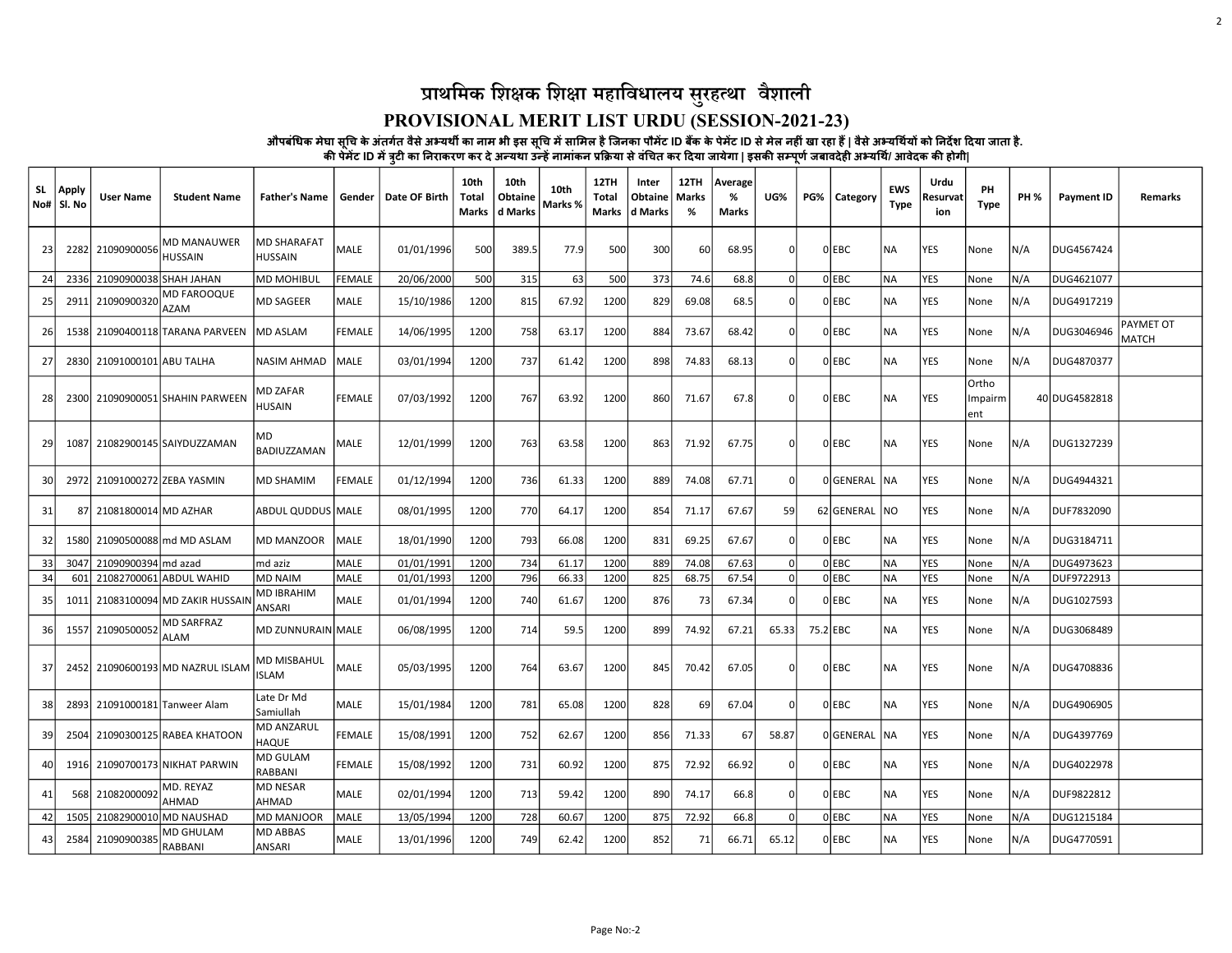# प्राथमिक शिक्षक शिक्षा महाविधालय सुरहत्था  वैशाली

## PROVISIONAL MERIT LIST URDU (SESSION-2021-23)

औपबंधिक मेघा सूचि के अंतर्गत वैसे अभ्यर्थी का नाम भी इस सूचि में शामिल है जिनका पौमेंट ID बैंक के पेमेंट ID से मेल नहीं खा रहा हैं | वैसे अभ्यर्थियों को निर्देश दिया जाता है.
की पेमेंट ID में त्रुटी का निराकरण कर दे अन्यथा उन्हें नामांकन प्रक्रिया से वंचित कर दिया जायेगा | इसकी सम्पूर्ण जबावदेही अभ्यर्थि/ आवेदक की होगी|

| SL No# | Apply Sl. No | User Name | Student Name | Father's Name | Gender | Date OF Birth | 10th Total Marks | 10th Obtained Marks | 10th Marks % | 12TH Total Marks | Inter Obtained Marks | 12TH Marks % | Average % Marks | UG% | PG% | Category | EWS Type | Urdu Resurvation | PH Type | PH % | Payment ID | Remarks |
|---|---|---|---|---|---|---|---|---|---|---|---|---|---|---|---|---|---|---|---|---|---|---|
| 23 | 2282 | 21090900056 | MD MANAUWER HUSSAIN | MD SHARAFAT HUSSAIN | MALE | 01/01/1996 | 500 | 389.5 | 77.9 | 500 | 300 | 60 | 68.95 | 0 | 0 | EBC | NA | YES | None | N/A | DUG4567424 | |
| 24 | 2336 | 21090900038 | SHAH JAHAN | MD MOHIBUL | FEMALE | 20/06/2000 | 500 | 315 | 63 | 500 | 373 | 74.6 | 68.8 | 0 | 0 | EBC | NA | YES | None | N/A | DUG4621077 | |
| 25 | 2911 | 21090900320 | MD FAROOQUE AZAM | MD SAGEER | MALE | 15/10/1986 | 1200 | 815 | 67.92 | 1200 | 829 | 69.08 | 68.5 | 0 | 0 | EBC | NA | YES | None | N/A | DUG4917219 | |
| 26 | 1538 | 21090400118 | TARANA PARVEEN | MD ASLAM | FEMALE | 14/06/1995 | 1200 | 758 | 63.17 | 1200 | 884 | 73.67 | 68.42 | 0 | 0 | EBC | NA | YES | None | N/A | DUG3046946 | PAYMET OT MATCH |
| 27 | 2830 | 21091000101 | ABU TALHA | NASIM AHMAD | MALE | 03/01/1994 | 1200 | 737 | 61.42 | 1200 | 898 | 74.83 | 68.13 | 0 | 0 | EBC | NA | YES | None | N/A | DUG4870377 | |
| 28 | 2300 | 21090900051 | SHAHIN PARWEEN | MD ZAFAR HUSAIN | FEMALE | 07/03/1992 | 1200 | 767 | 63.92 | 1200 | 860 | 71.67 | 67.8 | 0 | 0 | EBC | NA | YES | Ortho Impairment | 40 | DUG4582818 | |
| 29 | 1087 | 21082900145 | SAIYDUZZAMAN | MD BADIUZZAMAN | MALE | 12/01/1999 | 1200 | 763 | 63.58 | 1200 | 863 | 71.92 | 67.75 | 0 | 0 | EBC | NA | YES | None | N/A | DUG1327239 | |
| 30 | 2972 | 21091000272 | ZEBA YASMIN | MD SHAMIM | FEMALE | 01/12/1994 | 1200 | 736 | 61.33 | 1200 | 889 | 74.08 | 67.71 | 0 | 0 | GENERAL | NA | YES | None | N/A | DUG4944321 | |
| 31 | 87 | 21081800014 | MD AZHAR | ABDUL QUDDUS | MALE | 08/01/1995 | 1200 | 770 | 64.17 | 1200 | 854 | 71.17 | 67.67 | 59 | 62 | GENERAL | NO | YES | None | N/A | DUF7832090 | |
| 32 | 1580 | 21090500088 | md MD ASLAM | MD MANZOOR | MALE | 18/01/1990 | 1200 | 793 | 66.08 | 1200 | 831 | 69.25 | 67.67 | 0 | 0 | EBC | NA | YES | None | N/A | DUG3184711 | |
| 33 | 3047 | 21090900394 | md azad | md aziz | MALE | 01/01/1991 | 1200 | 734 | 61.17 | 1200 | 889 | 74.08 | 67.63 | 0 | 0 | EBC | NA | YES | None | N/A | DUG4973623 | |
| 34 | 601 | 21082700061 | ABDUL WAHID | MD NAIM | MALE | 01/01/1993 | 1200 | 796 | 66.33 | 1200 | 825 | 68.75 | 67.54 | 0 | 0 | EBC | NA | YES | None | N/A | DUF9722913 | |
| 35 | 1011 | 21083100094 | MD ZAKIR HUSSAIN | MD IBRAHIM ANSARI | MALE | 01/01/1994 | 1200 | 740 | 61.67 | 1200 | 876 | 73 | 67.34 | 0 | 0 | EBC | NA | YES | None | N/A | DUG1027593 | |
| 36 | 1557 | 21090500052 | MD SARFRAZ ALAM | MD ZUNNURAIN | MALE | 06/08/1995 | 1200 | 714 | 59.5 | 1200 | 899 | 74.92 | 67.21 | 65.33 | 75.2 | EBC | NA | YES | None | N/A | DUG3068489 | |
| 37 | 2452 | 21090600193 | MD NAZRUL ISLAM | MD MISBAHUL ISLAM | MALE | 05/03/1995 | 1200 | 764 | 63.67 | 1200 | 845 | 70.42 | 67.05 | 0 | 0 | EBC | NA | YES | None | N/A | DUG4708836 | |
| 38 | 2893 | 21091000181 | Tanweer Alam | Late Dr Md Samiullah | MALE | 15/01/1984 | 1200 | 781 | 65.08 | 1200 | 828 | 69 | 67.04 | 0 | 0 | EBC | NA | YES | None | N/A | DUG4906905 | |
| 39 | 2504 | 21090300125 | RABEA KHATOON | MD ANZARUL HAQUE | FEMALE | 15/08/1991 | 1200 | 752 | 62.67 | 1200 | 856 | 71.33 | 67 | 58.87 | 0 | GENERAL | NA | YES | None | N/A | DUG4397769 | |
| 40 | 1916 | 21090700173 | NIKHAT PARWIN | MD GULAM RABBANI | FEMALE | 15/08/1992 | 1200 | 731 | 60.92 | 1200 | 875 | 72.92 | 66.92 | 0 | 0 | EBC | NA | YES | None | N/A | DUG4022978 | |
| 41 | 568 | 21082000092 | MD. REYAZ AHMAD | MD NESAR AHMAD | MALE | 02/01/1994 | 1200 | 713 | 59.42 | 1200 | 890 | 74.17 | 66.8 | 0 | 0 | EBC | NA | YES | None | N/A | DUF9822812 | |
| 42 | 1505 | 21082900010 | MD NAUSHAD | MD MANJOOR | MALE | 13/05/1994 | 1200 | 728 | 60.67 | 1200 | 875 | 72.92 | 66.8 | 0 | 0 | EBC | NA | YES | None | N/A | DUG1215184 | |
| 43 | 2584 | 21090900385 | MD GHULAM RABBANI | MD ABBAS ANSARI | MALE | 13/01/1996 | 1200 | 749 | 62.42 | 1200 | 852 | 71 | 66.71 | 65.12 | 0 | EBC | NA | YES | None | N/A | DUG4770591 | |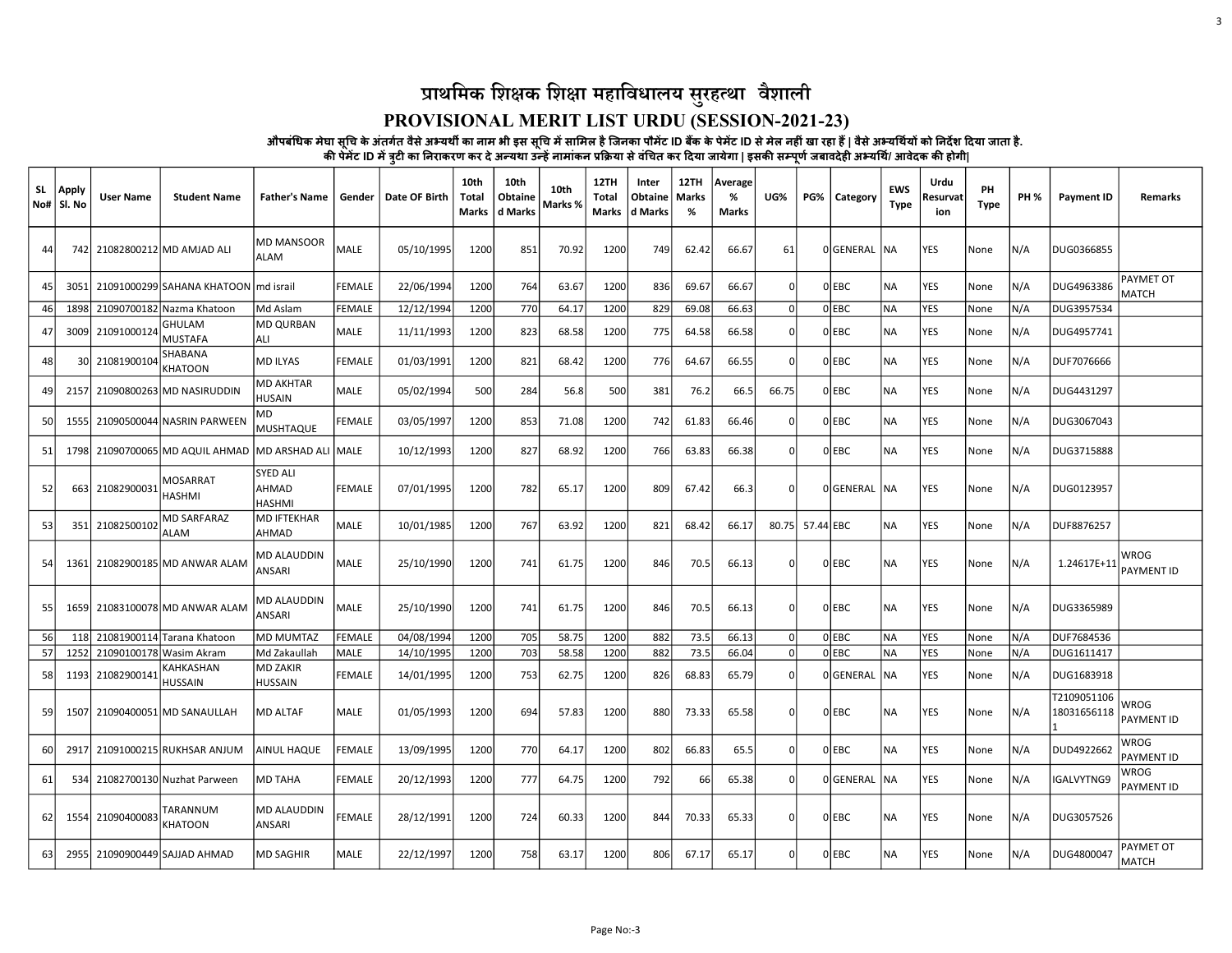# प्राथमिक शिक्षक शिक्षा महाविधालय सुरहत्था वैशाली

## PROVISIONAL MERIT LIST URDU (SESSION-2021-23)

औपबंधिक मेघा सूचि के अंतर्गत वैसे अभ्यर्थी का नाम भी इस सूचि में सामिल है जिनका पौमेंट ID बैंक के पेमेंट ID से मेल नहीं खा रहा हैं | वैसे अभ्यर्थियों को निर्देश दिया जाता है. की पेमेंट ID में त्रुटी का निराकरण कर दे अन्यथा उन्हें नामांकन प्रक्रिया से वंचित कर दिया जायेगा | इसकी सम्पूर्ण जबावदेही अभ्यर्थि/ आवेदक की होगी|

| SL No# | Apply Sl. No | User Name | Student Name | Father's Name | Gender | Date OF Birth | 10th Total Marks | 10th Obtained Marks | 10th Marks % | 12TH Total Marks | Inter Obtained Marks | 12TH Marks % | Average % Marks | UG% | PG% | Category | EWS Type | Urdu Resurvation | PH Type | PH % | Payment ID | Remarks |
|---|---|---|---|---|---|---|---|---|---|---|---|---|---|---|---|---|---|---|---|---|---|---|
| 44 | 742 | 21082800212 | MD AMJAD ALI | MD MANSOOR ALAM | MALE | 05/10/1995 | 1200 | 851 | 70.92 | 1200 | 749 | 62.42 | 66.67 | 61 | 0 | GENERAL | NA | YES | None | N/A | DUG0366855 | |
| 45 | 3051 | 21091000299 | SAHANA KHATOON | md israil | FEMALE | 22/06/1994 | 1200 | 764 | 63.67 | 1200 | 836 | 69.67 | 66.67 | 0 | 0 | EBC | NA | YES | None | N/A | DUG4963386 | PAYMET OT MATCH |
| 46 | 1898 | 21090700182 | Nazma Khatoon | Md Aslam | FEMALE | 12/12/1994 | 1200 | 770 | 64.17 | 1200 | 829 | 69.08 | 66.63 | 0 | 0 | EBC | NA | YES | None | N/A | DUG3957534 | |
| 47 | 3009 | 21091000124 | GHULAM MUSTAFA | MD QURBAN ALI | MALE | 11/11/1993 | 1200 | 823 | 68.58 | 1200 | 775 | 64.58 | 66.58 | 0 | 0 | EBC | NA | YES | None | N/A | DUG4957741 | |
| 48 | 30 | 21081900104 | SHABANA KHATOON | MD ILYAS | FEMALE | 01/03/1991 | 1200 | 821 | 68.42 | 1200 | 776 | 64.67 | 66.55 | 0 | 0 | EBC | NA | YES | None | N/A | DUF7076666 | |
| 49 | 2157 | 21090800263 | MD NASIRUDDIN | MD AKHTAR HUSAIN | MALE | 05/02/1994 | 500 | 284 | 56.8 | 500 | 381 | 76.2 | 66.5 | 66.75 | 0 | EBC | NA | YES | None | N/A | DUG4431297 | |
| 50 | 1555 | 21090500044 | NASRIN PARWEEN | MD MUSHTAQUE | FEMALE | 03/05/1997 | 1200 | 853 | 71.08 | 1200 | 742 | 61.83 | 66.46 | 0 | 0 | EBC | NA | YES | None | N/A | DUG3067043 | |
| 51 | 1798 | 21090700065 | MD AQUIL AHMAD | MD ARSHAD ALI | MALE | 10/12/1993 | 1200 | 827 | 68.92 | 1200 | 766 | 63.83 | 66.38 | 0 | 0 | EBC | NA | YES | None | N/A | DUG3715888 | |
| 52 | 663 | 21082900031 | MOSARRAT HASHMI | SYED ALI AHMAD HASHMI | FEMALE | 07/01/1995 | 1200 | 782 | 65.17 | 1200 | 809 | 67.42 | 66.3 | 0 | 0 | GENERAL | NA | YES | None | N/A | DUG0123957 | |
| 53 | 351 | 21082500102 | MD SARFARAZ ALAM | MD IFTEKHAR AHMAD | MALE | 10/01/1985 | 1200 | 767 | 63.92 | 1200 | 821 | 68.42 | 66.17 | 80.75 | 57.44 | EBC | NA | YES | None | N/A | DUF8876257 | |
| 54 | 1361 | 21082900185 | MD ANWAR ALAM | MD ALAUDDIN ANSARI | MALE | 25/10/1990 | 1200 | 741 | 61.75 | 1200 | 846 | 70.5 | 66.13 | 0 | 0 | EBC | NA | YES | None | N/A | 1.24617E+11 | WROG PAYMENT ID |
| 55 | 1659 | 21083100078 | MD ANWAR ALAM | MD ALAUDDIN ANSARI | MALE | 25/10/1990 | 1200 | 741 | 61.75 | 1200 | 846 | 70.5 | 66.13 | 0 | 0 | EBC | NA | YES | None | N/A | DUG3365989 | |
| 56 | 118 | 21081900114 | Tarana Khatoon | MD MUMTAZ | FEMALE | 04/08/1994 | 1200 | 705 | 58.75 | 1200 | 882 | 73.5 | 66.13 | 0 | 0 | EBC | NA | YES | None | N/A | DUF7684536 | |
| 57 | 1252 | 21090100178 | Wasim Akram | Md Zakaullah | MALE | 14/10/1995 | 1200 | 703 | 58.58 | 1200 | 882 | 73.5 | 66.04 | 0 | 0 | EBC | NA | YES | None | N/A | DUG1611417 | |
| 58 | 1193 | 21082900141 | KAHKASHAN HUSSAIN | MD ZAKIR HUSSAIN | FEMALE | 14/01/1995 | 1200 | 753 | 62.75 | 1200 | 826 | 68.83 | 65.79 | 0 | 0 | GENERAL | NA | YES | None | N/A | DUG1683918 | |
| 59 | 1507 | 21090400051 | MD SANAULLAH | MD ALTAF | MALE | 01/05/1993 | 1200 | 694 | 57.83 | 1200 | 880 | 73.33 | 65.58 | 0 | 0 | EBC | NA | YES | None | N/A | T2109051106180316561181 | WROG PAYMENT ID |
| 60 | 2917 | 21091000215 | RUKHSAR ANJUM | AINUL HAQUE | FEMALE | 13/09/1995 | 1200 | 770 | 64.17 | 1200 | 802 | 66.83 | 65.5 | 0 | 0 | EBC | NA | YES | None | N/A | DUD4922662 | WROG PAYMENT ID |
| 61 | 534 | 21082700130 | Nuzhat Parween | MD TAHA | FEMALE | 20/12/1993 | 1200 | 777 | 64.75 | 1200 | 792 | 66 | 65.38 | 0 | 0 | GENERAL | NA | YES | None | N/A | IGALVYTNG9 | WROG PAYMENT ID |
| 62 | 1554 | 21090400083 | TARANNUM KHATOON | MD ALAUDDIN ANSARI | FEMALE | 28/12/1991 | 1200 | 724 | 60.33 | 1200 | 844 | 70.33 | 65.33 | 0 | 0 | EBC | NA | YES | None | N/A | DUG3057526 | |
| 63 | 2955 | 21090900449 | SAJJAD AHMAD | MD SAGHIR | MALE | 22/12/1997 | 1200 | 758 | 63.17 | 1200 | 806 | 67.17 | 65.17 | 0 | 0 | EBC | NA | YES | None | N/A | DUG4800047 | PAYMET OT MATCH |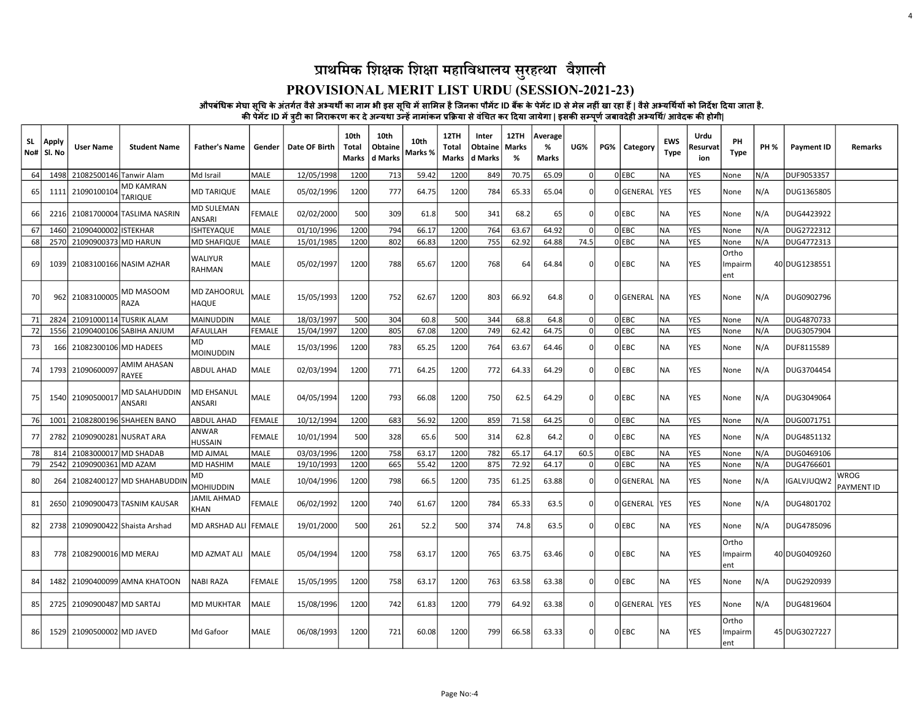# प्राथमिक शिक्षक शिक्षा महाविधालय सुरहत्था वैशाली

## PROVISIONAL MERIT LIST URDU (SESSION-2021-23)

औपबंधिक मेधा सूचि के अंतर्गत वैसे अभ्यर्थी का नाम भी इस सूचि में सामिल है जिनका पौमेंट ID बैंक के पेमेंट ID से मेल नहीं खा रहा हैं | वैसे अभ्यर्थियों को निर्देश दिया जाता है.
की पेमेंट ID में त्रुटी का निराकरण कर दे अन्यथा उन्हें नामांकन प्रक्रिया से वंचित कर दिया जायेगा | इसकी सम्पूर्ण जवाबदेही अभ्यर्थि/ आवेदक की होगी|

| SL No# | Apply Sl. No | User Name | Student Name | Father's Name | Gender | Date OF Birth | 10th Total Marks | 10th Obtained Marks | 10th Marks % | 12TH Total Marks | Inter Obtained Marks | 12TH Marks % | Average % Marks | UG% | PG% | Category | EWS Type | Urdu Resurvation | PH Type | PH % | Payment ID | Remarks |
|---|---|---|---|---|---|---|---|---|---|---|---|---|---|---|---|---|---|---|---|---|---|---|
| 64 | 1498 | 21082500146 | Tanwir Alam | Md Israil | MALE | 12/05/1998 | 1200 | 713 | 59.42 | 1200 | 849 | 70.75 | 65.09 | 0 | 0 | EBC | NA | YES | None | N/A | DUF9053357 | |
| 65 | 1111 | 21090100104 | MD KAMRAN TARIQUE | MD TARIQUE | MALE | 05/02/1996 | 1200 | 777 | 64.75 | 1200 | 784 | 65.33 | 65.04 | 0 | 0 | GENERAL | YES | YES | None | N/A | DUG1365805 | |
| 66 | 2216 | 21081700004 | TASLIMA NASRIN | MD SULEMAN ANSARI | FEMALE | 02/02/2000 | 500 | 309 | 61.8 | 500 | 341 | 68.2 | 65 | 0 | 0 | EBC | NA | YES | None | N/A | DUG4423922 | |
| 67 | 1460 | 21090400002 | ISTEKHAR | ISHTEYAQUE | MALE | 01/10/1996 | 1200 | 794 | 66.17 | 1200 | 764 | 63.67 | 64.92 | 0 | 0 | EBC | NA | YES | None | N/A | DUG2722312 | |
| 68 | 2570 | 21090900373 | MD HARUN | MD SHAFIQUE | MALE | 15/01/1985 | 1200 | 802 | 66.83 | 1200 | 755 | 62.92 | 64.88 | 74.5 | 0 | EBC | NA | YES | None | N/A | DUG4772313 | |
| 69 | 1039 | 21083100166 | NASIM AZHAR | WALIYUR RAHMAN | MALE | 05/02/1997 | 1200 | 788 | 65.67 | 1200 | 768 | 64 | 64.84 | 0 | 0 | EBC | NA | YES | Ortho Impairment | 40 | DUG1238551 | |
| 70 | 962 | 21083100005 | MD MASOOM RAZA | MD ZAHOORUL HAQUE | MALE | 15/05/1993 | 1200 | 752 | 62.67 | 1200 | 803 | 66.92 | 64.8 | 0 | 0 | GENERAL | NA | YES | None | N/A | DUG0902796 | |
| 71 | 2824 | 21091000114 | TUSRIK ALAM | MAINUDDIN | MALE | 18/03/1997 | 500 | 304 | 60.8 | 500 | 344 | 68.8 | 64.8 | 0 | 0 | EBC | NA | YES | None | N/A | DUG4870733 | |
| 72 | 1556 | 21090400106 | SABIHA ANJUM | AFAULLAH | FEMALE | 15/04/1997 | 1200 | 805 | 67.08 | 1200 | 749 | 62.42 | 64.75 | 0 | 0 | EBC | NA | YES | None | N/A | DUG3057904 | |
| 73 | 166 | 21082300106 | MD HADEES | MD MOINUDDIN | MALE | 15/03/1996 | 1200 | 783 | 65.25 | 1200 | 764 | 63.67 | 64.46 | 0 | 0 | EBC | NA | YES | None | N/A | DUF8115589 | |
| 74 | 1793 | 21090600097 | AMIM AHASAN RAYEE | ABDUL AHAD | MALE | 02/03/1994 | 1200 | 771 | 64.25 | 1200 | 772 | 64.33 | 64.29 | 0 | 0 | EBC | NA | YES | None | N/A | DUG3704454 | |
| 75 | 1540 | 21090500017 | MD SALAHUDDIN ANSARI | MD EHSANUL ANSARI | MALE | 04/05/1994 | 1200 | 793 | 66.08 | 1200 | 750 | 62.5 | 64.29 | 0 | 0 | EBC | NA | YES | None | N/A | DUG3049064 | |
| 76 | 1001 | 21082800196 | SHAHEEN BANO | ABDUL AHAD | FEMALE | 10/12/1994 | 1200 | 683 | 56.92 | 1200 | 859 | 71.58 | 64.25 | 0 | 0 | EBC | NA | YES | None | N/A | DUG0071751 | |
| 77 | 2782 | 21090900281 | NUSRAT ARA | ANWAR HUSSAIN | FEMALE | 10/01/1994 | 500 | 328 | 65.6 | 500 | 314 | 62.8 | 64.2 | 0 | 0 | EBC | NA | YES | None | N/A | DUG4851132 | |
| 78 | 814 | 21083000017 | MD SHADAB | MD AJMAL | MALE | 03/03/1996 | 1200 | 758 | 63.17 | 1200 | 782 | 65.17 | 64.17 | 60.5 | 0 | EBC | NA | YES | None | N/A | DUG0469106 | |
| 79 | 2542 | 21090900361 | MD AZAM | MD HASHIM | MALE | 19/10/1993 | 1200 | 665 | 55.42 | 1200 | 875 | 72.92 | 64.17 | 0 | 0 | EBC | NA | YES | None | N/A | DUG4766601 | |
| 80 | 264 | 21082400127 | MD SHAHABUDDIN | MD MOHIUDDIN | MALE | 10/04/1996 | 1200 | 798 | 66.5 | 1200 | 735 | 61.25 | 63.88 | 0 | 0 | GENERAL | NA | YES | None | N/A | IGALVJUQW2 | WROG PAYMENT ID |
| 81 | 2650 | 21090900473 | TASNIM KAUSAR | JAMIL AHMAD KHAN | FEMALE | 06/02/1992 | 1200 | 740 | 61.67 | 1200 | 784 | 65.33 | 63.5 | 0 | 0 | GENERAL | YES | YES | None | N/A | DUG4801702 | |
| 82 | 2738 | 21090900422 | Shaista Arshad | MD ARSHAD ALI | FEMALE | 19/01/2000 | 500 | 261 | 52.2 | 500 | 374 | 74.8 | 63.5 | 0 | 0 | EBC | NA | YES | None | N/A | DUG4785096 | |
| 83 | 778 | 21082900016 | MD MERAJ | MD AZMAT ALI | MALE | 05/04/1994 | 1200 | 758 | 63.17 | 1200 | 765 | 63.75 | 63.46 | 0 | 0 | EBC | NA | YES | Ortho Impairment | 40 | DUG0409260 | |
| 84 | 1482 | 21090400099 | AMNA KHATOON | NABI RAZA | FEMALE | 15/05/1995 | 1200 | 758 | 63.17 | 1200 | 763 | 63.58 | 63.38 | 0 | 0 | EBC | NA | YES | None | N/A | DUG2920939 | |
| 85 | 2725 | 21090900487 | MD SARTAJ | MD MUKHTAR | MALE | 15/08/1996 | 1200 | 742 | 61.83 | 1200 | 779 | 64.92 | 63.38 | 0 | 0 | GENERAL | YES | YES | None | N/A | DUG4819604 | |
| 86 | 1529 | 21090500002 | MD JAVED | Md Gafoor | MALE | 06/08/1993 | 1200 | 721 | 60.08 | 1200 | 799 | 66.58 | 63.33 | 0 | 0 | EBC | NA | YES | Ortho Impairment | 45 | DUG3027227 | |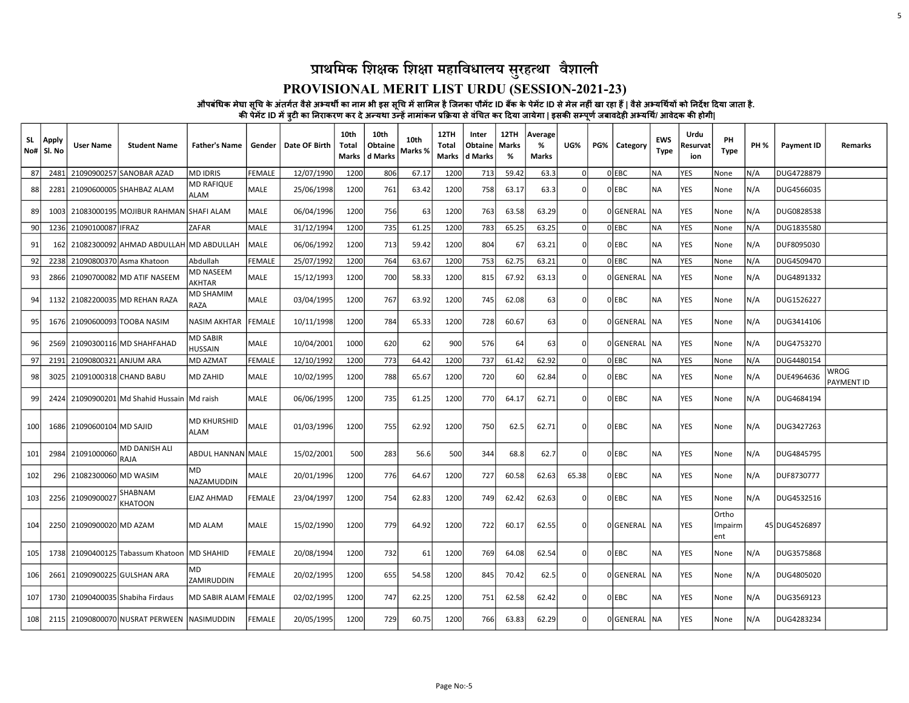# प्राथमिक शिक्षक शिक्षा महाविधालय सुरहत्था वैशाली

## PROVISIONAL MERIT LIST URDU (SESSION-2021-23)

**औपबंधिक मेघा सूचि के अंतर्गत वैसे अभ्यर्थी का नाम भी इस सूचि में शामिल है जिनका पौमेंट ID बैंक के पेमेंट ID से मेल नहीं खा रहा हैं | वैसे अभ्यर्थियों को निर्देश दिया जाता है. की पेमेंट ID में त्रुटी का निराकरण कर दे अन्यथा उन्हें नामांकन प्रक्रिया से वंचित कर दिया जायेगा | इसकी सम्पूर्ण जबावदेही अभ्यर्थि/ आवेदक की होगी|**

| SL No# | Apply Sl. No | User Name | Student Name | Father's Name | Gender | Date OF Birth | 10th Total Marks | 10th Obtained Marks | 10th Marks % | 12TH Total Marks | Inter Obtained Marks | 12TH Marks % | Average % Marks | UG% | PG% | Category | EWS Type | Urdu Resurvation | PH Type | PH % | Payment ID | Remarks |
|---|---|---|---|---|---|---|---|---|---|---|---|---|---|---|---|---|---|---|---|---|---|---|
| 87 | 2481 | 21090900257 | SANOBAR AZAD | MD IDRIS | FEMALE | 12/07/1990 | 1200 | 806 | 67.17 | 1200 | 713 | 59.42 | 63.3 | 0 | 0 | EBC | NA | YES | None | N/A | DUG4728879 | |
| 88 | 2281 | 21090600005 | SHAHBAZ ALAM | MD RAFIQUE ALAM | MALE | 25/06/1998 | 1200 | 761 | 63.42 | 1200 | 758 | 63.17 | 63.3 | 0 | 0 | EBC | NA | YES | None | N/A | DUG4566035 | |
| 89 | 1003 | 21083000195 | MOJIBUR RAHMAN | SHAFI ALAM | MALE | 06/04/1996 | 1200 | 756 | 63 | 1200 | 763 | 63.58 | 63.29 | 0 | 0 | GENERAL | NA | YES | None | N/A | DUG0828538 | |
| 90 | 1236 | 21090100087 | IFRAZ | ZAFAR | MALE | 31/12/1994 | 1200 | 735 | 61.25 | 1200 | 783 | 65.25 | 63.25 | 0 | 0 | EBC | NA | YES | None | N/A | DUG1835580 | |
| 91 | 162 | 21082300092 | AHMAD ABDULLAH | MD ABDULLAH | MALE | 06/06/1992 | 1200 | 713 | 59.42 | 1200 | 804 | 67 | 63.21 | 0 | 0 | EBC | NA | YES | None | N/A | DUF8095030 | |
| 92 | 2238 | 21090800370 | Asma Khatoon | Abdullah | FEMALE | 25/07/1992 | 1200 | 764 | 63.67 | 1200 | 753 | 62.75 | 63.21 | 0 | 0 | EBC | NA | YES | None | N/A | DUG4509470 | |
| 93 | 2866 | 21090700082 | MD ATIF NASEEM | MD NASEEM AKHTAR | MALE | 15/12/1993 | 1200 | 700 | 58.33 | 1200 | 815 | 67.92 | 63.13 | 0 | 0 | GENERAL | NA | YES | None | N/A | DUG4891332 | |
| 94 | 1132 | 21082200035 | MD REHAN RAZA | MD SHAMIM RAZA | MALE | 03/04/1995 | 1200 | 767 | 63.92 | 1200 | 745 | 62.08 | 63 | 0 | 0 | EBC | NA | YES | None | N/A | DUG1526227 | |
| 95 | 1676 | 21090600093 | TOOBA NASIM | NASIM AKHTAR | FEMALE | 10/11/1998 | 1200 | 784 | 65.33 | 1200 | 728 | 60.67 | 63 | 0 | 0 | GENERAL | NA | YES | None | N/A | DUG3414106 | |
| 96 | 2569 | 21090300116 | MD SHAHFAHAD | MD SABIR HUSSAIN | MALE | 10/04/2001 | 1000 | 620 | 62 | 900 | 576 | 64 | 63 | 0 | 0 | GENERAL | NA | YES | None | N/A | DUG4753270 | |
| 97 | 2191 | 21090800321 | ANJUM ARA | MD AZMAT | FEMALE | 12/10/1992 | 1200 | 773 | 64.42 | 1200 | 737 | 61.42 | 62.92 | 0 | 0 | EBC | NA | YES | None | N/A | DUG4480154 | |
| 98 | 3025 | 21091000318 | CHAND BABU | MD ZAHID | MALE | 10/02/1995 | 1200 | 788 | 65.67 | 1200 | 720 | 60 | 62.84 | 0 | 0 | EBC | NA | YES | None | N/A | DUE4964636 | WROG PAYMENT ID |
| 99 | 2424 | 21090900201 | Md Shahid Hussain | Md raish | MALE | 06/06/1995 | 1200 | 735 | 61.25 | 1200 | 770 | 64.17 | 62.71 | 0 | 0 | EBC | NA | YES | None | N/A | DUG4684194 | |
| 100 | 1686 | 21090600104 | MD SAJID | MD KHURSHID ALAM | MALE | 01/03/1996 | 1200 | 755 | 62.92 | 1200 | 750 | 62.5 | 62.71 | 0 | 0 | EBC | NA | YES | None | N/A | DUG3427263 | |
| 101 | 2984 | 21091000060 | MD DANISH ALI RAJA | ABDUL HANNAN | MALE | 15/02/2001 | 500 | 283 | 56.6 | 500 | 344 | 68.8 | 62.7 | 0 | 0 | EBC | NA | YES | None | N/A | DUG4845795 | |
| 102 | 296 | 21082300060 | MD WASIM | MD NAZAMUDDIN | MALE | 20/01/1996 | 1200 | 776 | 64.67 | 1200 | 727 | 60.58 | 62.63 | 65.38 | 0 | EBC | NA | YES | None | N/A | DUF8730777 | |
| 103 | 2256 | 21090900027 | SHABNAM KHATOON | EJAZ AHMAD | FEMALE | 23/04/1997 | 1200 | 754 | 62.83 | 1200 | 749 | 62.42 | 62.63 | 0 | 0 | EBC | NA | YES | None | N/A | DUG4532516 | |
| 104 | 2250 | 21090900020 | MD AZAM | MD ALAM | MALE | 15/02/1990 | 1200 | 779 | 64.92 | 1200 | 722 | 60.17 | 62.55 | 0 | 0 | GENERAL | NA | YES | Ortho Impairment | 45 | DUG4526897 | |
| 105 | 1738 | 21090400125 | Tabassum Khatoon | MD SHAHID | FEMALE | 20/08/1994 | 1200 | 732 | 61 | 1200 | 769 | 64.08 | 62.54 | 0 | 0 | EBC | NA | YES | None | N/A | DUG3575868 | |
| 106 | 2661 | 21090900225 | GULSHAN ARA | MD ZAMIRUDDIN | FEMALE | 20/02/1995 | 1200 | 655 | 54.58 | 1200 | 845 | 70.42 | 62.5 | 0 | 0 | GENERAL | NA | YES | None | N/A | DUG4805020 | |
| 107 | 1730 | 21090400035 | Shabiha Firdaus | MD SABIR ALAM | FEMALE | 02/02/1995 | 1200 | 747 | 62.25 | 1200 | 751 | 62.58 | 62.42 | 0 | 0 | EBC | NA | YES | None | N/A | DUG3569123 | |
| 108 | 2115 | 21090800070 | NUSRAT PERWEEN | NASIMUDDIN | FEMALE | 20/05/1995 | 1200 | 729 | 60.75 | 1200 | 766 | 63.83 | 62.29 | 0 | 0 | GENERAL | NA | YES | None | N/A | DUG4283234 | |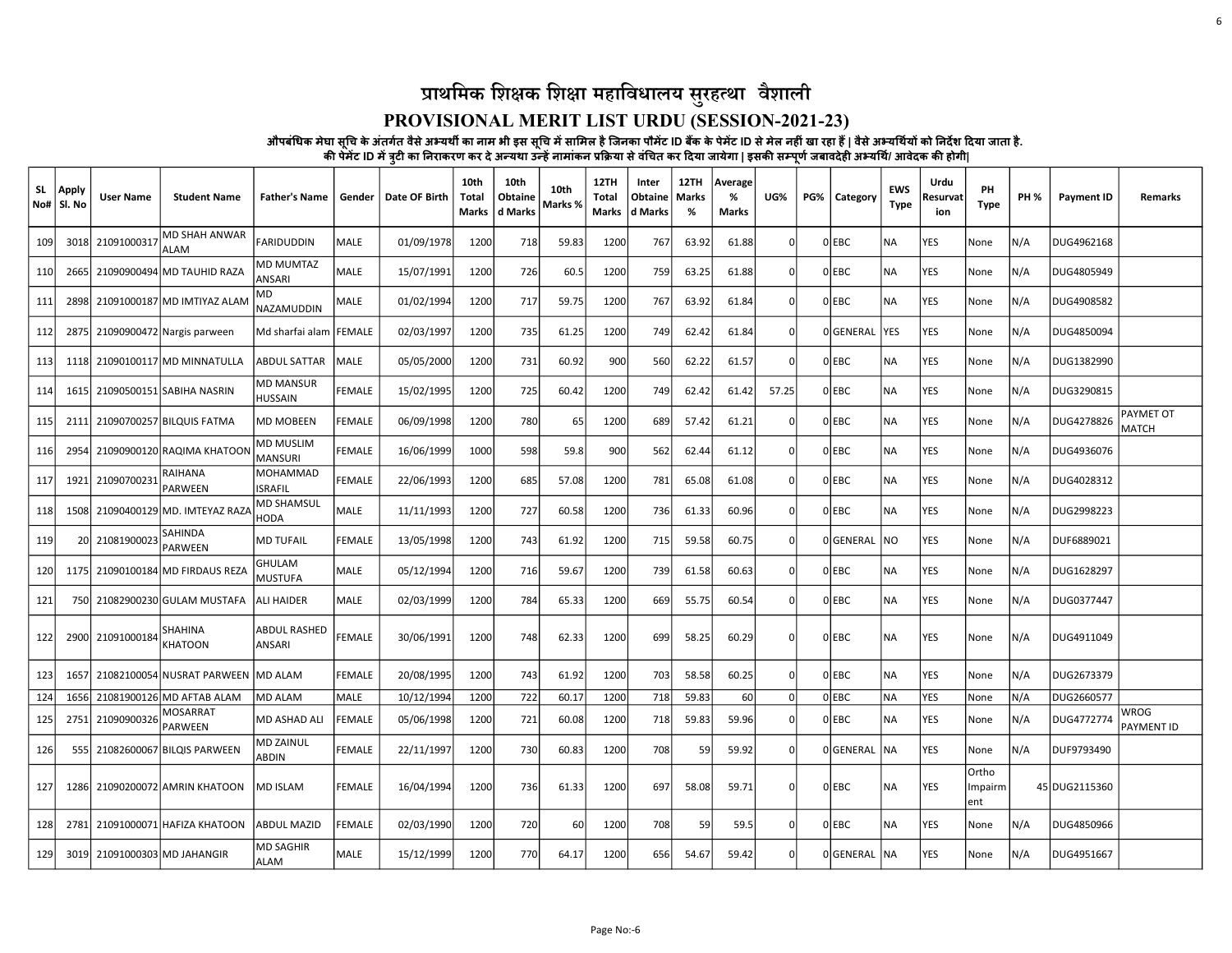# प्राथमिक शिक्षक शिक्षा महाविधालय सुरहत्था वैशाली

## PROVISIONAL MERIT LIST URDU (SESSION-2021-23)

औपबंधिक मेघा सूचि के अंतर्गत वैसे अभ्यर्थी का नाम भी इस सूचि में शामिल है जिनका पौमेंट ID बैंक के पेमेंट ID से मेल नहीं खा रहा हैं | वैसे अभ्यर्थियों को निर्देश दिया जाता है. की पेमेंट ID में त्रुटी का निराकरण कर दे अन्यथा उन्हें नामांकन प्रक्रिया से वंचित कर दिया जायेगा | इसकी सम्पूर्ण जबावदेही अभ्यर्थि/ आवेदक की होगी|

| SL No# | Apply Sl. No | User Name | Student Name | Father's Name | Gender | Date OF Birth | 10th Total Marks | 10th Obtained Marks | 10th Marks % | 12TH Total Marks | Inter Obtained Marks | 12TH Marks % | Average % Marks | UG% | PG% | Category | EWS Type | Urdu Resurvation | PH Type | PH % | Payment ID | Remarks |
|---|---|---|---|---|---|---|---|---|---|---|---|---|---|---|---|---|---|---|---|---|---|---|
| 109 | 3018 | 21091000317 | MD SHAH ANWAR ALAM | FARIDUDDIN | MALE | 01/09/1978 | 1200 | 718 | 59.83 | 1200 | 767 | 63.92 | 61.88 | 0 | 0 | EBC | NA | YES | None | N/A | DUG4962168 | |
| 110 | 2665 | 21090900494 | MD TAUHID RAZA | MD MUMTAZ ANSARI | MALE | 15/07/1991 | 1200 | 726 | 60.5 | 1200 | 759 | 63.25 | 61.88 | 0 | 0 | EBC | NA | YES | None | N/A | DUG4805949 | |
| 111 | 2898 | 21091000187 | MD IMTIYAZ ALAM | MD NAZAMUDDIN | MALE | 01/02/1994 | 1200 | 717 | 59.75 | 1200 | 767 | 63.92 | 61.84 | 0 | 0 | EBC | NA | YES | None | N/A | DUG4908582 | |
| 112 | 2875 | 21090900472 | Nargis parween | Md sharfai alam | FEMALE | 02/03/1997 | 1200 | 735 | 61.25 | 1200 | 749 | 62.42 | 61.84 | 0 | 0 | GENERAL | YES | YES | None | N/A | DUG4850094 | |
| 113 | 1118 | 21090100117 | MD MINNATULLA | ABDUL SATTAR | MALE | 05/05/2000 | 1200 | 731 | 60.92 | 900 | 560 | 62.22 | 61.57 | 0 | 0 | EBC | NA | YES | None | N/A | DUG1382990 | |
| 114 | 1615 | 21090500151 | SABIHA NASRIN | MD MANSUR HUSSAIN | FEMALE | 15/02/1995 | 1200 | 725 | 60.42 | 1200 | 749 | 62.42 | 61.42 | 57.25 | 0 | EBC | NA | YES | None | N/A | DUG3290815 | |
| 115 | 2111 | 21090700257 | BILQUIS FATMA | MD MOBEEN | FEMALE | 06/09/1998 | 1200 | 780 | 65 | 1200 | 689 | 57.42 | 61.21 | 0 | 0 | EBC | NA | YES | None | N/A | DUG4278826 | PAYMET OT MATCH |
| 116 | 2954 | 21090900120 | RAQIMA KHATOON | MD MUSLIM MANSURI | FEMALE | 16/06/1999 | 1000 | 598 | 59.8 | 900 | 562 | 62.44 | 61.12 | 0 | 0 | EBC | NA | YES | None | N/A | DUG4936076 | |
| 117 | 1921 | 21090700231 | RAIHANA PARWEEN | MOHAMMAD ISRAFIL | FEMALE | 22/06/1993 | 1200 | 685 | 57.08 | 1200 | 781 | 65.08 | 61.08 | 0 | 0 | EBC | NA | YES | None | N/A | DUG4028312 | |
| 118 | 1508 | 21090400129 | MD. IMTEYAZ RAZA | MD SHAMSUL HODA | MALE | 11/11/1993 | 1200 | 727 | 60.58 | 1200 | 736 | 61.33 | 60.96 | 0 | 0 | EBC | NA | YES | None | N/A | DUG2998223 | |
| 119 | 20 | 21081900023 | SAHINDA PARWEEN | MD TUFAIL | FEMALE | 13/05/1998 | 1200 | 743 | 61.92 | 1200 | 715 | 59.58 | 60.75 | 0 | 0 | GENERAL | NO | YES | None | N/A | DUF6889021 | |
| 120 | 1175 | 21090100184 | MD FIRDAUS REZA | GHULAM MUSTUFA | MALE | 05/12/1994 | 1200 | 716 | 59.67 | 1200 | 739 | 61.58 | 60.63 | 0 | 0 | EBC | NA | YES | None | N/A | DUG1628297 | |
| 121 | 750 | 21082900230 | GULAM MUSTAFA | ALI HAIDER | MALE | 02/03/1999 | 1200 | 784 | 65.33 | 1200 | 669 | 55.75 | 60.54 | 0 | 0 | EBC | NA | YES | None | N/A | DUG0377447 | |
| 122 | 2900 | 21091000184 | SHAHINA KHATOON | ABDUL RASHED ANSARI | FEMALE | 30/06/1991 | 1200 | 748 | 62.33 | 1200 | 699 | 58.25 | 60.29 | 0 | 0 | EBC | NA | YES | None | N/A | DUG4911049 | |
| 123 | 1657 | 21082100054 | NUSRAT PARWEEN | MD ALAM | FEMALE | 20/08/1995 | 1200 | 743 | 61.92 | 1200 | 703 | 58.58 | 60.25 | 0 | 0 | EBC | NA | YES | None | N/A | DUG2673379 | |
| 124 | 1656 | 21081900126 | MD AFTAB ALAM | MD ALAM | MALE | 10/12/1994 | 1200 | 722 | 60.17 | 1200 | 718 | 59.83 | 60 | 0 | 0 | EBC | NA | YES | None | N/A | DUG2660577 | |
| 125 | 2751 | 21090900326 | MOSARRAT PARWEEN | MD ASHAD ALI | FEMALE | 05/06/1998 | 1200 | 721 | 60.08 | 1200 | 718 | 59.83 | 59.96 | 0 | 0 | EBC | NA | YES | None | N/A | DUG4772774 | WROG PAYMENT ID |
| 126 | 555 | 21082600067 | BILQIS PARWEEN | MD ZAINUL ABDIN | FEMALE | 22/11/1997 | 1200 | 730 | 60.83 | 1200 | 708 | 59 | 59.92 | 0 | 0 | GENERAL | NA | YES | None | N/A | DUF9793490 | |
| 127 | 1286 | 21090200072 | AMRIN KHATOON | MD ISLAM | FEMALE | 16/04/1994 | 1200 | 736 | 61.33 | 1200 | 697 | 58.08 | 59.71 | 0 | 0 | EBC | NA | YES | Ortho Impairment | 45 | DUG2115360 | |
| 128 | 2781 | 21091000071 | HAFIZA KHATOON | ABDUL MAZID | FEMALE | 02/03/1990 | 1200 | 720 | 60 | 1200 | 708 | 59 | 59.5 | 0 | 0 | EBC | NA | YES | None | N/A | DUG4850966 | |
| 129 | 3019 | 21091000303 | MD JAHANGIR | MD SAGHIR ALAM | MALE | 15/12/1999 | 1200 | 770 | 64.17 | 1200 | 656 | 54.67 | 59.42 | 0 | 0 | GENERAL | NA | YES | None | N/A | DUG4951667 | |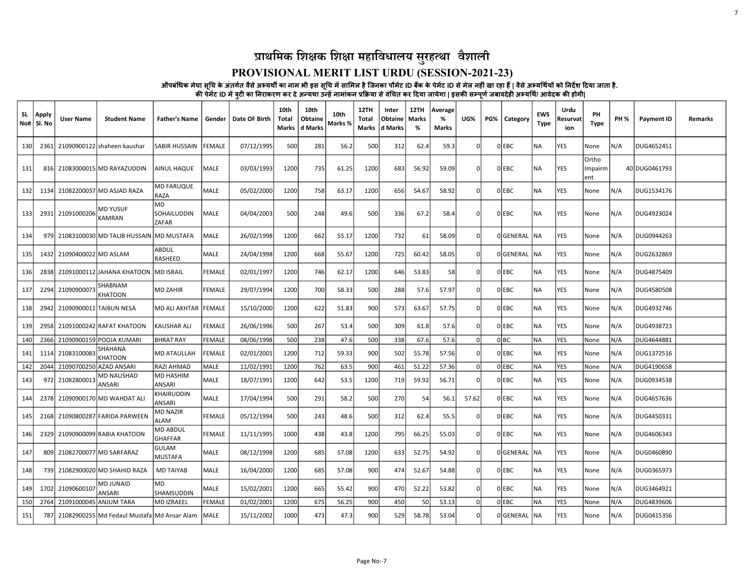# प्राथमिक शिक्षक शिक्षा महाविधालय सुरहत्था वैशाली

## PROVISIONAL MERIT LIST URDU (SESSION-2021-23)

औपबंधिक मेघा सूचि के अंतर्गत वैसे अभ्यर्थी का नाम भी इस सूचि में शामिल है जिनका पौमेंट ID बैंक के पेमेंट ID से मेल नहीं खा रहा हैं | वैसे अभ्यर्थियों को निर्देश दिया जाता है. की पेमेंट ID में त्रुटी का निराकरण कर दे अन्यथा उन्हें नामांकन प्रक्रिया से वंचित कर दिया जायेगा | इसकी सम्पूर्ण जबावदेही अभ्यर्थि/ आवेदक की होगी|

| SL No# | Apply Sl. No | User Name | Student Name | Father's Name | Gender | Date OF Birth | 10th Total Marks | 10th Obtained Marks | 10th Marks % | 12TH Total Marks | Inter Obtained Marks | 12TH Marks % | Average % Marks | UG% | PG% | Category | EWS Type | Urdu Resurvation | PH Type | PH % | Payment ID | Remarks |
|---|---|---|---|---|---|---|---|---|---|---|---|---|---|---|---|---|---|---|---|---|---|---|
| 130 | 2361 | 21090900122 | shaheen kaushar | SABIR HUSSAIN | FEMALE | 07/12/1995 | 500 | 281 | 56.2 | 500 | 312 | 62.4 | 59.3 | 0 | 0 | EBC | NA | YES | None | N/A | DUG4652451 | |
| 131 | 816 | 21083000015 | MD RAYAZUDDIN | AINUL HAQUE | MALE | 03/03/1993 | 1200 | 735 | 61.25 | 1200 | 683 | 56.92 | 59.09 | 0 | 0 | EBC | NA | YES | Ortho Impairment | 40 | DUG0461793 | |
| 132 | 1134 | 21082200037 | MD ASJAD RAZA | MD FARUQUE RAZA | MALE | 05/02/2000 | 1200 | 758 | 63.17 | 1200 | 656 | 54.67 | 58.92 | 0 | 0 | EBC | NA | YES | None | N/A | DUG1534176 | |
| 133 | 2931 | 21091000206 | MD YUSUF KAMRAN | MD SOHAILUDDIN ZAFAR | MALE | 04/04/2003 | 500 | 248 | 49.6 | 500 | 336 | 67.2 | 58.4 | 0 | 0 | EBC | NA | YES | None | N/A | DUG4923024 | |
| 134 | 979 | 21083100030 | MD TALIB HUSSAIN | MD MUSTAFA | MALE | 26/02/1998 | 1200 | 662 | 55.17 | 1200 | 732 | 61 | 58.09 | 0 | 0 | GENERAL | NA | YES | None | N/A | DUG0944263 | |
| 135 | 1432 | 21090400022 | MD ASLAM | ABDUL RASHEED | MALE | 24/04/1998 | 1200 | 668 | 55.67 | 1200 | 725 | 60.42 | 58.05 | 0 | 0 | GENERAL | NA | YES | None | N/A | DUG2632869 | |
| 136 | 2838 | 21091000112 | JAHANA KHATOON | MD ISRAIL | FEMALE | 02/01/1997 | 1200 | 746 | 62.17 | 1200 | 646 | 53.83 | 58 | 0 | 0 | EBC | NA | YES | None | N/A | DUG4875409 | |
| 137 | 2294 | 21090900073 | SHABNAM KHATOON | MD ZAHIR | FEMALE | 29/07/1994 | 1200 | 700 | 58.33 | 500 | 288 | 57.6 | 57.97 | 0 | 0 | EBC | NA | YES | None | N/A | DUG4580508 | |
| 138 | 2942 | 21090900011 | TAIBUN NESA | MD ALI AKHTAR | FEMALE | 15/10/2000 | 1200 | 622 | 51.83 | 900 | 573 | 63.67 | 57.75 | 0 | 0 | EBC | NA | YES | None | N/A | DUG4932746 | |
| 139 | 2958 | 21091000242 | RAFAT KHATOON | KAUSHAR ALI | FEMALE | 26/06/1996 | 500 | 267 | 53.4 | 500 | 309 | 61.8 | 57.6 | 0 | 0 | EBC | NA | YES | None | N/A | DUG4938723 | |
| 140 | 2366 | 21090900159 | POOJA KUMARI | BHRAT RAY | FEMALE | 08/06/1998 | 500 | 238 | 47.6 | 500 | 338 | 67.6 | 57.6 | 0 | 0 | BC | NA | YES | None | N/A | DUG4644881 | |
| 141 | 1114 | 21083100083 | SHAHANA KHATOON | MD ATAULLAH | FEMALE | 02/01/2001 | 1200 | 712 | 59.33 | 900 | 502 | 55.78 | 57.56 | 0 | 0 | EBC | NA | YES | None | N/A | DUG1372516 | |
| 142 | 2044 | 21090700250 | AZAD ANSARI | RAZI AHMAD | MALE | 11/02/1991 | 1200 | 762 | 63.5 | 900 | 461 | 51.22 | 57.36 | 0 | 0 | EBC | NA | YES | None | N/A | DUG4190658 | |
| 143 | 972 | 21082800013 | MD NAUSHAD ANSARI | MD HASHIM ANSARI | MALE | 18/07/1991 | 1200 | 642 | 53.5 | 1200 | 719 | 59.92 | 56.71 | 0 | 0 | EBC | NA | YES | None | N/A | DUG0934538 | |
| 144 | 2378 | 21090900170 | MD WAHDAT ALI | KHAIRUDDIN ANSARI | MALE | 17/04/1994 | 500 | 291 | 58.2 | 500 | 270 | 54 | 56.1 | 57.62 | 0 | EBC | NA | YES | None | N/A | DUG4657636 | |
| 145 | 2168 | 21090800287 | FARIDA PARWEEN | MD NAZIR ALAM | FEMALE | 05/12/1994 | 500 | 243 | 48.6 | 500 | 312 | 62.4 | 55.5 | 0 | 0 | EBC | NA | YES | None | N/A | DUG4450331 | |
| 146 | 2329 | 21090900099 | RABIA KHATOON | MD ABDUL GHAFFAR | FEMALE | 11/11/1995 | 1000 | 438 | 43.8 | 1200 | 795 | 66.25 | 55.03 | 0 | 0 | EBC | NA | YES | None | N/A | DUG4606343 | |
| 147 | 809 | 21082700077 | MD SARFARAZ | GULAM MUSTAFA | MALE | 08/12/1998 | 1200 | 685 | 57.08 | 1200 | 633 | 52.75 | 54.92 | 0 | 0 | GENERAL | NA | YES | None | N/A | DUG0460890 | |
| 148 | 739 | 21082900020 | MD SHAHID RAZA | MD TAIYAB | MALE | 16/04/2000 | 1200 | 685 | 57.08 | 900 | 474 | 52.67 | 54.88 | 0 | 0 | EBC | NA | YES | None | N/A | DUG0365973 | |
| 149 | 1702 | 21090600107 | MD JUNAID ANSARI | MD SHAMSUDDIN | MALE | 15/02/2001 | 1200 | 665 | 55.42 | 900 | 470 | 52.22 | 53.82 | 0 | 0 | EBC | NA | YES | None | N/A | DUG3464921 | |
| 150 | 2764 | 21091000045 | ANJUM TARA | MD IZRAEEL | FEMALE | 01/02/2001 | 1200 | 675 | 56.25 | 900 | 450 | 50 | 53.13 | 0 | 0 | EBC | NA | YES | None | N/A | DUG4839606 | |
| 151 | 787 | 21082900255 | Md Fedaul Mustafa | Md Ansar Alam | MALE | 15/11/2002 | 1000 | 473 | 47.3 | 900 | 529 | 58.78 | 53.04 | 0 | 0 | GENERAL | NA | YES | None | N/A | DUG0415356 | |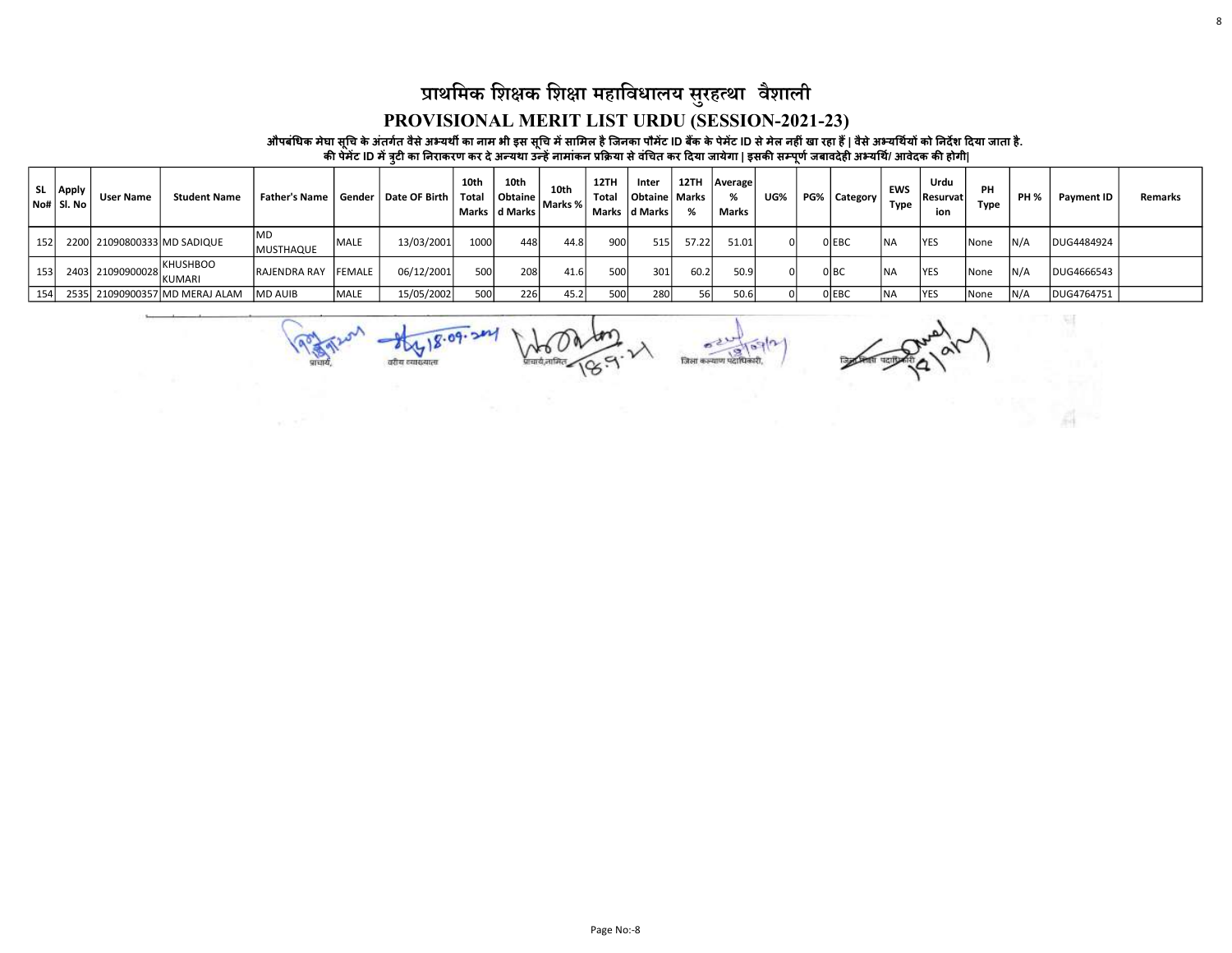# प्राथमिक शिक्षक शिक्षा महाविद्यालय सुरहत्था वैशाली

## PROVISIONAL MERIT LIST URDU (SESSION-2021-23)

**औपबंधिक मेघा सूचि के अंतर्गत वैसे अभ्यर्थी का नाम भी इस सूचि में सामिल है जिनका पौमेंट ID बैंक के पेमेंट ID से मेल नहीं खा रहा हैं | वैसे अभ्यर्थियों को निर्देश दिया जाता है. की पेमेंट ID में त्रुटी का निराकरण कर दे अन्यथा उन्हें नामांकन प्रक्रिया से वंचित कर दिया जायेगा | इसकी सम्पूर्ण जबावदेही अभ्यर्थि/ आवेदक की होगी|**

| SL No# | Apply Sl. No | User Name | Student Name | Father's Name | Gender | Date OF Birth | 10th Total Marks | 10th Obtained Marks | 10th Marks % | 12TH Total Marks | Inter Obtained Marks | 12TH Marks % | Average % Marks | UG% | PG% | Category | EWS Type | Urdu Resurvation | PH Type | PH % | Payment ID | Remarks |
|---|---|---|---|---|---|---|---|---|---|---|---|---|---|---|---|---|---|---|---|---|---|---|
| 152 | 2200 | 21090800333 | MD SADIQUE | MD MUSTHAQUE | MALE | 13/03/2001 | 1000 | 448 | 44.8 | 900 | 515 | 57.22 | 51.01 | 0 | 0 | EBC | NA | YES | None | N/A | DUG4484924 | |
| 153 | 2403 | 21090900028 | KHUSHBOO KUMARI | RAJENDRA RAY | FEMALE | 06/12/2001 | 500 | 208 | 41.6 | 500 | 301 | 60.2 | 50.9 | 0 | 0 | BC | NA | YES | None | N/A | DUG4666543 | |
| 154 | 2535 | 21090900357 | MD MERAJ ALAM | MD AUIB | MALE | 15/05/2002 | 500 | 226 | 45.2 | 500 | 280 | 56 | 50.6 | 0 | 0 | EBC | NA | YES | None | N/A | DUG4764751 | |

प्राचार्य, वरीय व्याख्याता प्राचार्य,नामित जिला कल्याण पदाधिकारी, जिला शिक्षा पदाधिकारी